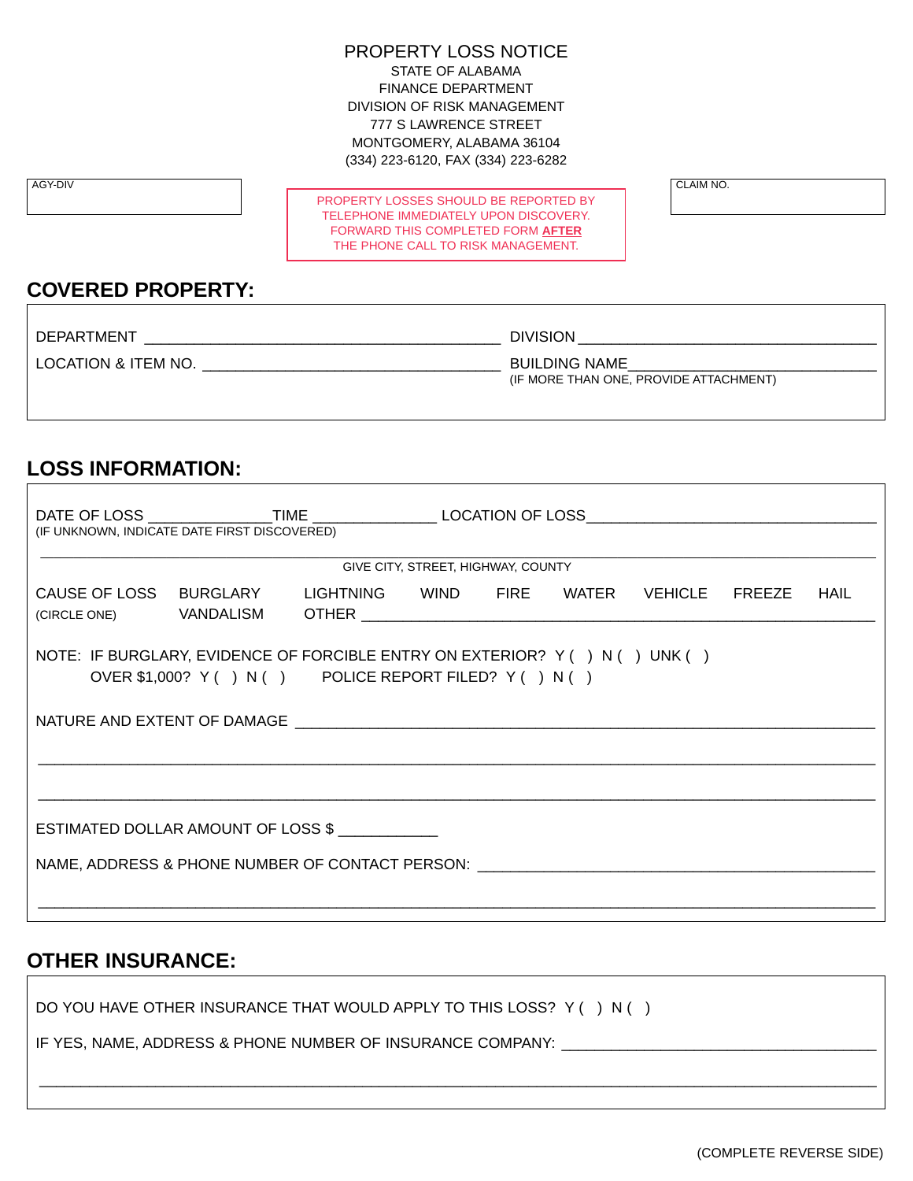# PROPERTY LOSS NOTICE

STATE OF ALABAMA
FINANCE DEPARTMENT
DIVISION OF RISK MANAGEMENT
777 S LAWRENCE STREET
MONTGOMERY, ALABAMA 36104
(334) 223-6120, FAX (334) 223-6282

AGY-DIV

PROPERTY LOSSES SHOULD BE REPORTED BY TELEPHONE IMMEDIATELY UPON DISCOVERY. FORWARD THIS COMPLETED FORM **AFTER** THE PHONE CALL TO RISK MANAGEMENT.

CLAIM NO.

## COVERED PROPERTY:

DEPARTMENT ________________________________________ DIVISION ________________________________

LOCATION & ITEM NO. ________________________________ BUILDING NAME____________________________
(IF MORE THAN ONE, PROVIDE ATTACHMENT)

## LOSS INFORMATION:

DATE OF LOSS ______________TIME ______________ LOCATION OF LOSS________________________________
(IF UNKNOWN, INDICATE DATE FIRST DISCOVERED)

____________________________________________________________________________________
GIVE CITY, STREET, HIGHWAY, COUNTY

CAUSE OF LOSS (CIRCLE ONE) BURGLARY LIGHTNING WIND FIRE WATER VEHICLE FREEZE HAIL VANDALISM OTHER ________________________________________________________

NOTE: IF BURGLARY, EVIDENCE OF FORCIBLE ENTRY ON EXTERIOR? Y ( ) N ( ) UNK ( )
OVER $1,000? Y ( ) N ( ) POLICE REPORT FILED? Y ( ) N ( )

NATURE AND EXTENT OF DAMAGE ____________________________________________________________

____________________________________________________________________________________

____________________________________________________________________________________

ESTIMATED DOLLAR AMOUNT OF LOSS $ ___________

NAME, ADDRESS & PHONE NUMBER OF CONTACT PERSON: ____________________________________________

____________________________________________________________________________________

## OTHER INSURANCE:

DO YOU HAVE OTHER INSURANCE THAT WOULD APPLY TO THIS LOSS? Y ( ) N ( )

IF YES, NAME, ADDRESS & PHONE NUMBER OF INSURANCE COMPANY: ___________________________________

____________________________________________________________________________________

(COMPLETE REVERSE SIDE)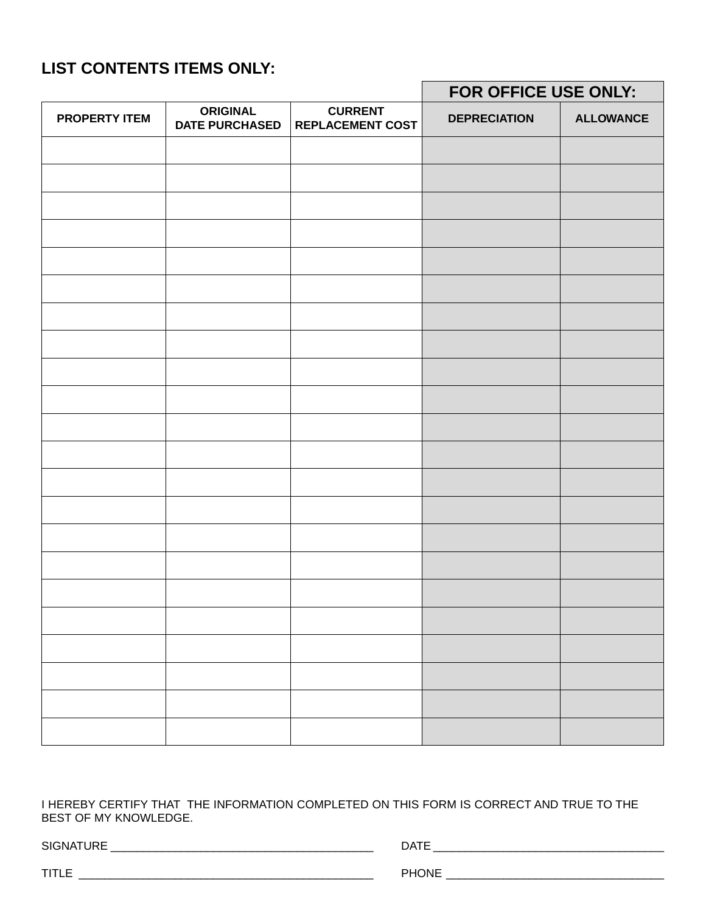## LIST CONTENTS ITEMS ONLY:

| | | | FOR OFFICE USE ONLY: | |
|---|---|---|---|---|
| PROPERTY ITEM | ORIGINAL DATE PURCHASED | CURRENT REPLACEMENT COST | DEPRECIATION | ALLOWANCE |
| | | | | |
| | | | | |
| | | | | |
| | | | | |
| | | | | |
| | | | | |
| | | | | |
| | | | | |
| | | | | |
| | | | | |
| | | | | |
| | | | | |
| | | | | |
| | | | | |
| | | | | |
| | | | | |
| | | | | |
| | | | | |
| | | | | |
| | | | | |
| | | | | |
| | | | | |

I HEREBY CERTIFY THAT THE INFORMATION COMPLETED ON THIS FORM IS CORRECT AND TRUE TO THE BEST OF MY KNOWLEDGE.

SIGNATURE ___________________________________________ DATE ____________________________________

TITLE ________________________________________________ PHONE __________________________________